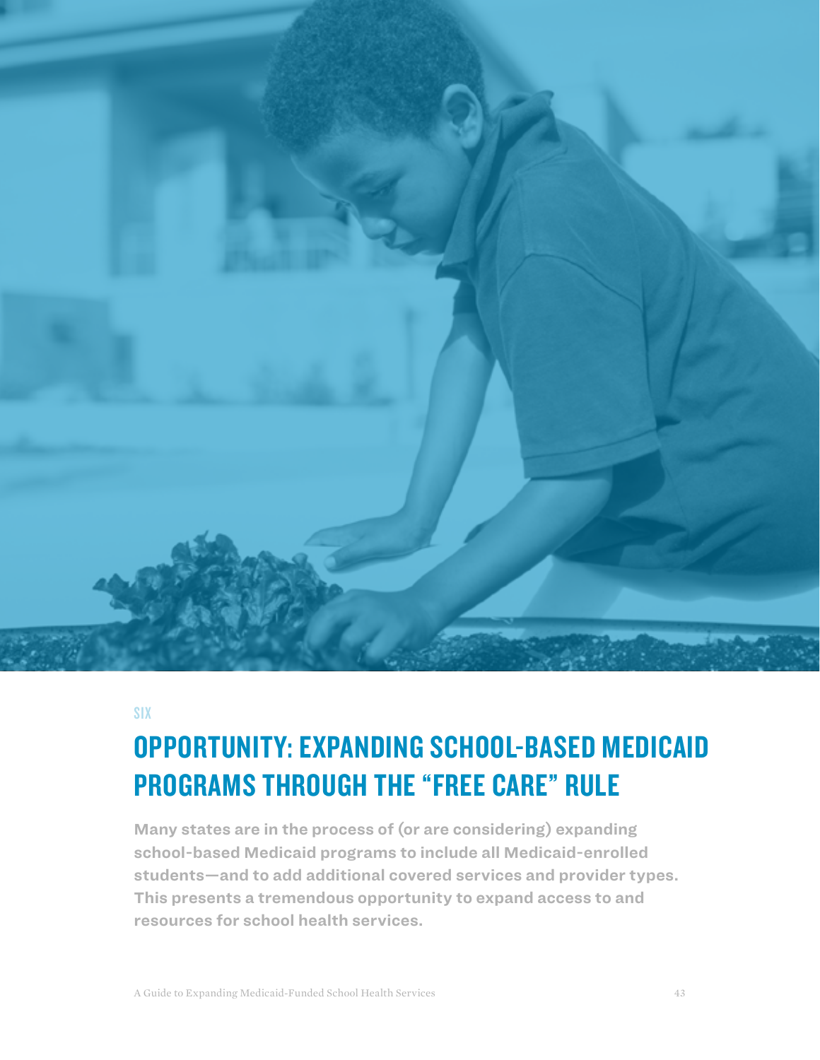SIX

# OPPORTUNITY: EXPANDING SCHOOL-BASED MEDICAID PROGRAMS THROUGH THE "FREE CARE" RULE

**Many states are in the process of (or are considering) expanding school-based Medicaid programs to include all Medicaid-enrolled students—and to add additional covered services and provider types. This presents a tremendous opportunity to expand access to and resources for school health services.**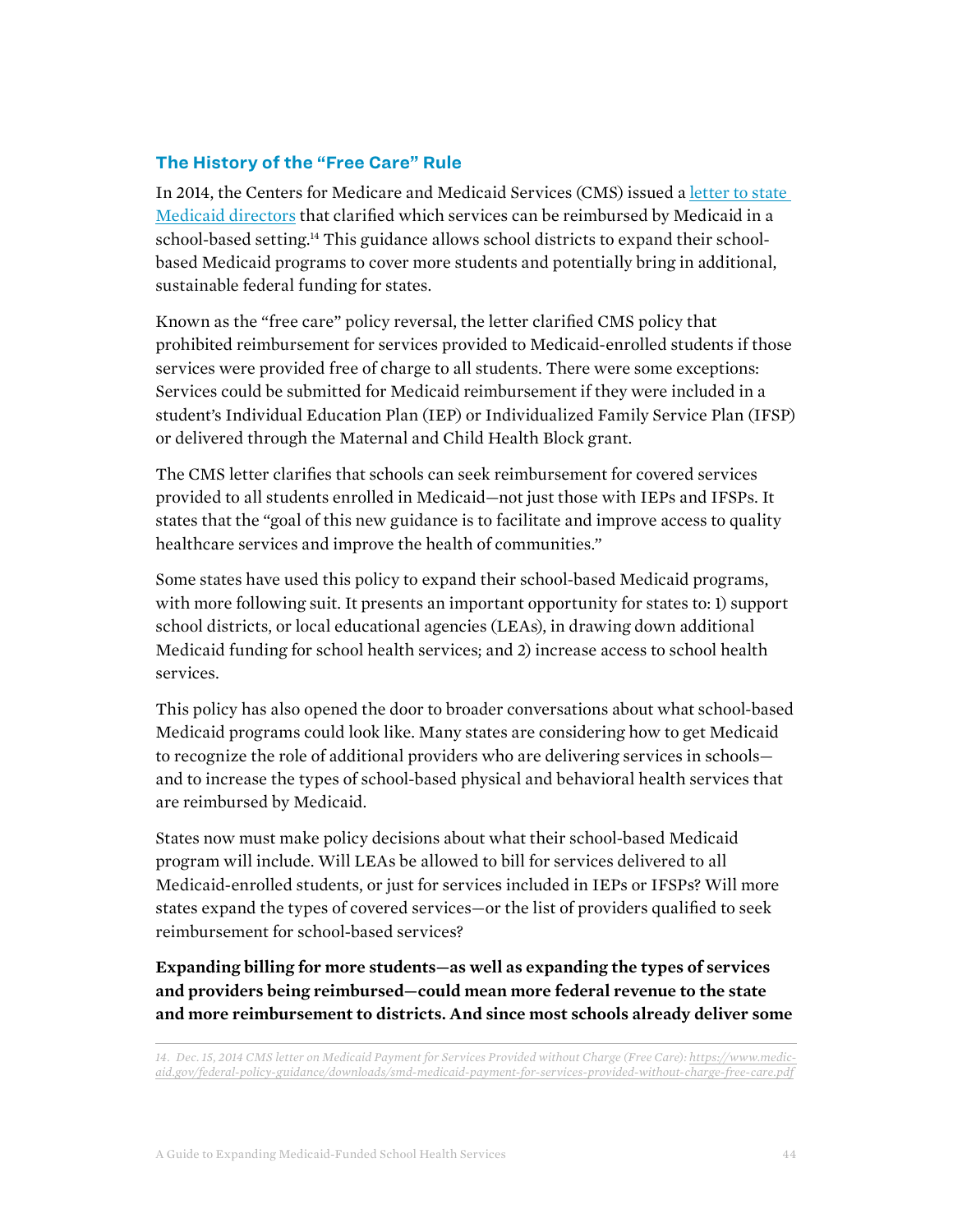## The History of the "Free Care" Rule

In 2014, the Centers for Medicare and Medicaid Services (CMS) issued a [letter to state Medicaid directors](https://www.medicaid.gov/federal-policy-guidance/downloads/smd-medicaid-payment-for-services-provided-without-charge-free-care.pdf) that clarified which services can be reimbursed by Medicaid in a school-based setting.[14] This guidance allows school districts to expand their school-based Medicaid programs to cover more students and potentially bring in additional, sustainable federal funding for states.

Known as the "free care" policy reversal, the letter clarified CMS policy that prohibited reimbursement for services provided to Medicaid-enrolled students if those services were provided free of charge to all students. There were some exceptions: Services could be submitted for Medicaid reimbursement if they were included in a student's Individual Education Plan (IEP) or Individualized Family Service Plan (IFSP) or delivered through the Maternal and Child Health Block grant.

The CMS letter clarifies that schools can seek reimbursement for covered services provided to all students enrolled in Medicaid—not just those with IEPs and IFSPs. It states that the "goal of this new guidance is to facilitate and improve access to quality healthcare services and improve the health of communities."

Some states have used this policy to expand their school-based Medicaid programs, with more following suit. It presents an important opportunity for states to: 1) support school districts, or local educational agencies (LEAs), in drawing down additional Medicaid funding for school health services; and 2) increase access to school health services.

This policy has also opened the door to broader conversations about what school-based Medicaid programs could look like. Many states are considering how to get Medicaid to recognize the role of additional providers who are delivering services in schools—and to increase the types of school-based physical and behavioral health services that are reimbursed by Medicaid.

States now must make policy decisions about what their school-based Medicaid program will include. Will LEAs be allowed to bill for services delivered to all Medicaid-enrolled students, or just for services included in IEPs or IFSPs? Will more states expand the types of covered services—or the list of providers qualified to seek reimbursement for school-based services?

**Expanding billing for more students—as well as expanding the types of services and providers being reimbursed—could mean more federal revenue to the state and more reimbursement to districts. And since most schools already deliver some**

*14. Dec. 15, 2014 CMS letter on Medicaid Payment for Services Provided without Charge (Free Care): https://www.medicaid.gov/federal-policy-guidance/downloads/smd-medicaid-payment-for-services-provided-without-charge-free-care.pdf*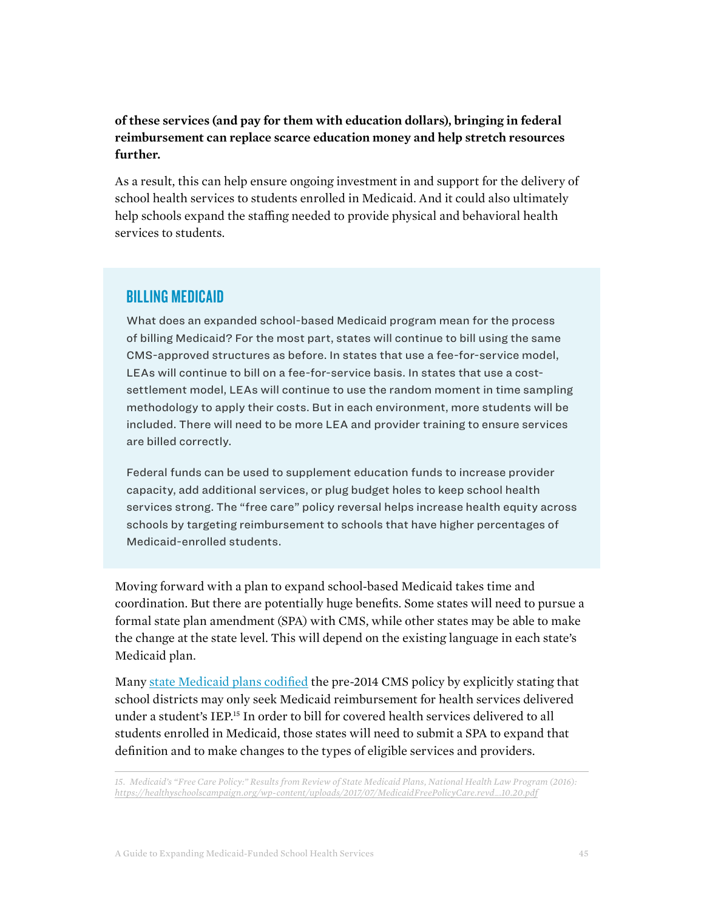**of these services (and pay for them with education dollars), bringing in federal reimbursement can replace scarce education money and help stretch resources further.**

As a result, this can help ensure ongoing investment in and support for the delivery of school health services to students enrolled in Medicaid. And it could also ultimately help schools expand the staffing needed to provide physical and behavioral health services to students.

## BILLING MEDICAID

What does an expanded school-based Medicaid program mean for the process of billing Medicaid? For the most part, states will continue to bill using the same CMS-approved structures as before. In states that use a fee-for-service model, LEAs will continue to bill on a fee-for-service basis. In states that use a cost-settlement model, LEAs will continue to use the random moment in time sampling methodology to apply their costs. But in each environment, more students will be included. There will need to be more LEA and provider training to ensure services are billed correctly.

Federal funds can be used to supplement education funds to increase provider capacity, add additional services, or plug budget holes to keep school health services strong. The "free care" policy reversal helps increase health equity across schools by targeting reimbursement to schools that have higher percentages of Medicaid-enrolled students.

Moving forward with a plan to expand school-based Medicaid takes time and coordination. But there are potentially huge benefits. Some states will need to pursue a formal state plan amendment (SPA) with CMS, while other states may be able to make the change at the state level. This will depend on the existing language in each state's Medicaid plan.

Many [state Medicaid plans codified](https://healthyschoolscampaign.org/wp-content/uploads/2017/07/MedicaidFreePolicyCare.revd...10.20.pdf) the pre-2014 CMS policy by explicitly stating that school districts may only seek Medicaid reimbursement for health services delivered under a student's IEP.[15] In order to bill for covered health services delivered to all students enrolled in Medicaid, those states will need to submit a SPA to expand that definition and to make changes to the types of eligible services and providers.

---

*15. Medicaid's "Free Care Policy:" Results from Review of State Medicaid Plans, National Health Law Program (2016): https://healthyschoolscampaign.org/wp-content/uploads/2017/07/MedicaidFreePolicyCare.revd...10.20.pdf*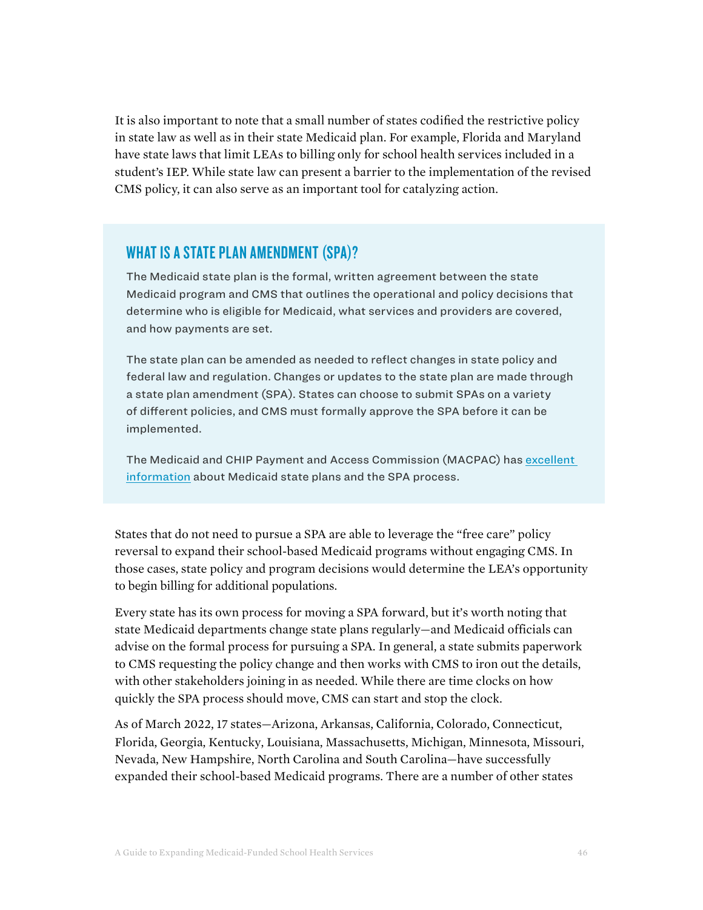It is also important to note that a small number of states codified the restrictive policy in state law as well as in their state Medicaid plan. For example, Florida and Maryland have state laws that limit LEAs to billing only for school health services included in a student's IEP. While state law can present a barrier to the implementation of the revised CMS policy, it can also serve as an important tool for catalyzing action.

## WHAT IS A STATE PLAN AMENDMENT (SPA)?

The Medicaid state plan is the formal, written agreement between the state Medicaid program and CMS that outlines the operational and policy decisions that determine who is eligible for Medicaid, what services and providers are covered, and how payments are set.

The state plan can be amended as needed to reflect changes in state policy and federal law and regulation. Changes or updates to the state plan are made through a state plan amendment (SPA). States can choose to submit SPAs on a variety of different policies, and CMS must formally approve the SPA before it can be implemented.

The Medicaid and CHIP Payment and Access Commission (MACPAC) has excellent information about Medicaid state plans and the SPA process.

States that do not need to pursue a SPA are able to leverage the "free care" policy reversal to expand their school-based Medicaid programs without engaging CMS. In those cases, state policy and program decisions would determine the LEA's opportunity to begin billing for additional populations.

Every state has its own process for moving a SPA forward, but it's worth noting that state Medicaid departments change state plans regularly—and Medicaid officials can advise on the formal process for pursuing a SPA. In general, a state submits paperwork to CMS requesting the policy change and then works with CMS to iron out the details, with other stakeholders joining in as needed. While there are time clocks on how quickly the SPA process should move, CMS can start and stop the clock.

As of March 2022, 17 states—Arizona, Arkansas, California, Colorado, Connecticut, Florida, Georgia, Kentucky, Louisiana, Massachusetts, Michigan, Minnesota, Missouri, Nevada, New Hampshire, North Carolina and South Carolina—have successfully expanded their school-based Medicaid programs. There are a number of other states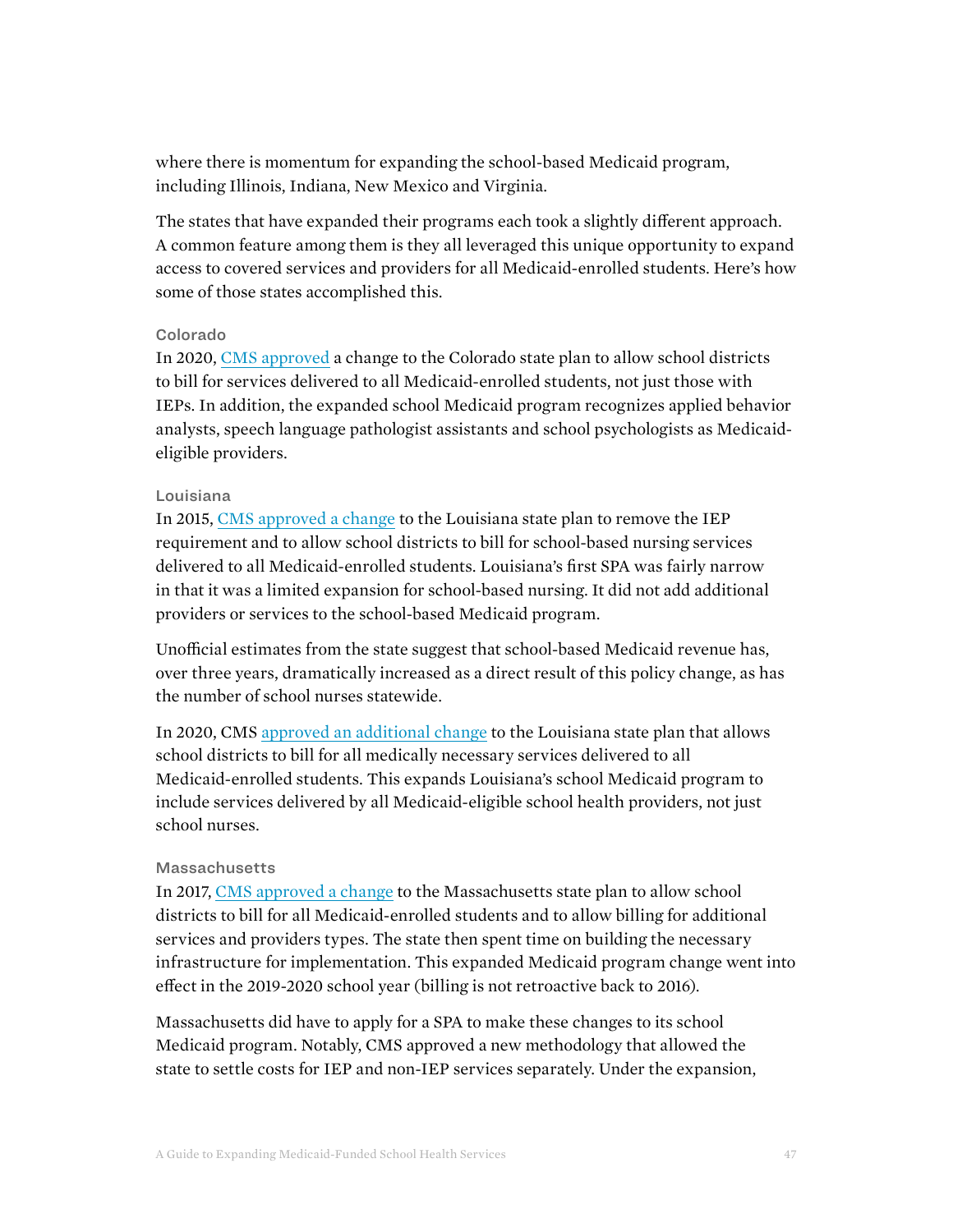where there is momentum for expanding the school-based Medicaid program, including Illinois, Indiana, New Mexico and Virginia.

The states that have expanded their programs each took a slightly different approach. A common feature among them is they all leveraged this unique opportunity to expand access to covered services and providers for all Medicaid-enrolled students. Here's how some of those states accomplished this.

### Colorado

In 2020, CMS approved a change to the Colorado state plan to allow school districts to bill for services delivered to all Medicaid-enrolled students, not just those with IEPs. In addition, the expanded school Medicaid program recognizes applied behavior analysts, speech language pathologist assistants and school psychologists as Medicaid-eligible providers.

### Louisiana

In 2015, CMS approved a change to the Louisiana state plan to remove the IEP requirement and to allow school districts to bill for school-based nursing services delivered to all Medicaid-enrolled students. Louisiana's first SPA was fairly narrow in that it was a limited expansion for school-based nursing. It did not add additional providers or services to the school-based Medicaid program.

Unofficial estimates from the state suggest that school-based Medicaid revenue has, over three years, dramatically increased as a direct result of this policy change, as has the number of school nurses statewide.

In 2020, CMS approved an additional change to the Louisiana state plan that allows school districts to bill for all medically necessary services delivered to all Medicaid-enrolled students. This expands Louisiana's school Medicaid program to include services delivered by all Medicaid-eligible school health providers, not just school nurses.

### Massachusetts

In 2017, CMS approved a change to the Massachusetts state plan to allow school districts to bill for all Medicaid-enrolled students and to allow billing for additional services and providers types. The state then spent time on building the necessary infrastructure for implementation. This expanded Medicaid program change went into effect in the 2019-2020 school year (billing is not retroactive back to 2016).

Massachusetts did have to apply for a SPA to make these changes to its school Medicaid program. Notably, CMS approved a new methodology that allowed the state to settle costs for IEP and non-IEP services separately. Under the expansion,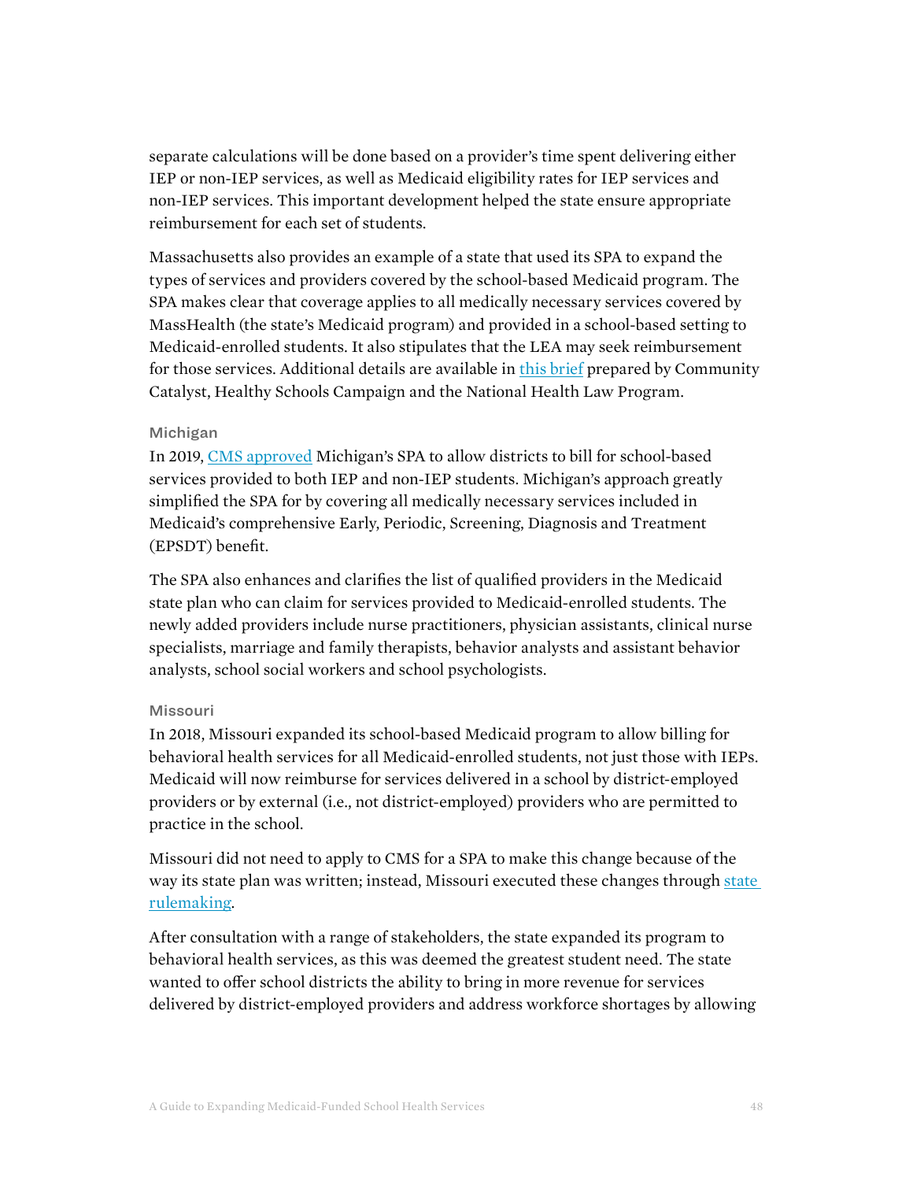separate calculations will be done based on a provider's time spent delivering either IEP or non-IEP services, as well as Medicaid eligibility rates for IEP services and non-IEP services. This important development helped the state ensure appropriate reimbursement for each set of students.

Massachusetts also provides an example of a state that used its SPA to expand the types of services and providers covered by the school-based Medicaid program. The SPA makes clear that coverage applies to all medically necessary services covered by MassHealth (the state's Medicaid program) and provided in a school-based setting to Medicaid-enrolled students. It also stipulates that the LEA may seek reimbursement for those services. Additional details are available in this brief prepared by Community Catalyst, Healthy Schools Campaign and the National Health Law Program.

### Michigan

In 2019, CMS approved Michigan's SPA to allow districts to bill for school-based services provided to both IEP and non-IEP students. Michigan's approach greatly simplified the SPA for by covering all medically necessary services included in Medicaid's comprehensive Early, Periodic, Screening, Diagnosis and Treatment (EPSDT) benefit.

The SPA also enhances and clarifies the list of qualified providers in the Medicaid state plan who can claim for services provided to Medicaid-enrolled students. The newly added providers include nurse practitioners, physician assistants, clinical nurse specialists, marriage and family therapists, behavior analysts and assistant behavior analysts, school social workers and school psychologists.

### Missouri

In 2018, Missouri expanded its school-based Medicaid program to allow billing for behavioral health services for all Medicaid-enrolled students, not just those with IEPs. Medicaid will now reimburse for services delivered in a school by district-employed providers or by external (i.e., not district-employed) providers who are permitted to practice in the school.

Missouri did not need to apply to CMS for a SPA to make this change because of the way its state plan was written; instead, Missouri executed these changes through state rulemaking.

After consultation with a range of stakeholders, the state expanded its program to behavioral health services, as this was deemed the greatest student need. The state wanted to offer school districts the ability to bring in more revenue for services delivered by district-employed providers and address workforce shortages by allowing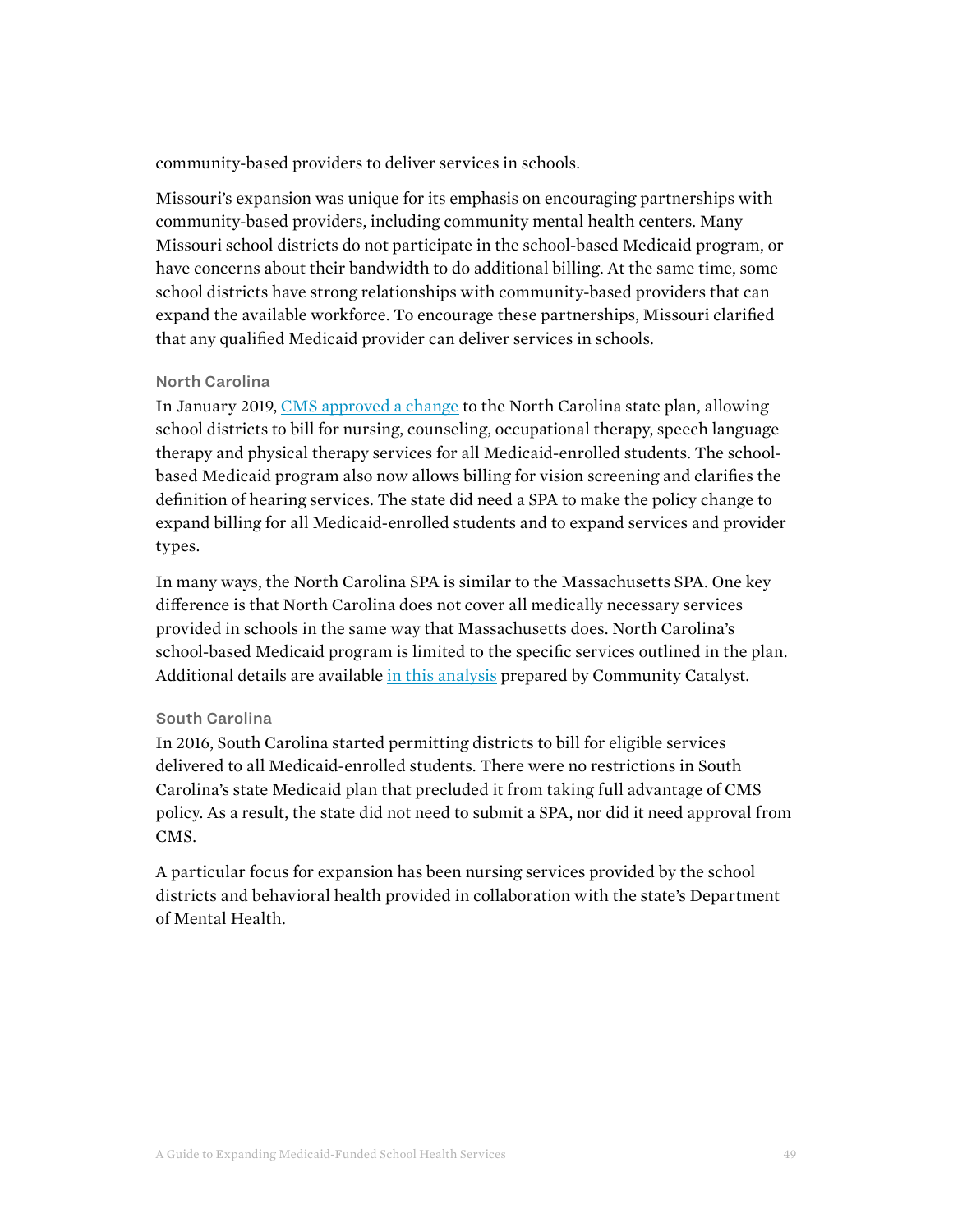community-based providers to deliver services in schools.

Missouri's expansion was unique for its emphasis on encouraging partnerships with community-based providers, including community mental health centers. Many Missouri school districts do not participate in the school-based Medicaid program, or have concerns about their bandwidth to do additional billing. At the same time, some school districts have strong relationships with community-based providers that can expand the available workforce. To encourage these partnerships, Missouri clarified that any qualified Medicaid provider can deliver services in schools.

### North Carolina

In January 2019, [CMS approved a change](#) to the North Carolina state plan, allowing school districts to bill for nursing, counseling, occupational therapy, speech language therapy and physical therapy services for all Medicaid-enrolled students. The school-based Medicaid program also now allows billing for vision screening and clarifies the definition of hearing services. The state did need a SPA to make the policy change to expand billing for all Medicaid-enrolled students and to expand services and provider types.

In many ways, the North Carolina SPA is similar to the Massachusetts SPA. One key difference is that North Carolina does not cover all medically necessary services provided in schools in the same way that Massachusetts does. North Carolina's school-based Medicaid program is limited to the specific services outlined in the plan. Additional details are available [in this analysis](#) prepared by Community Catalyst.

### South Carolina

In 2016, South Carolina started permitting districts to bill for eligible services delivered to all Medicaid-enrolled students. There were no restrictions in South Carolina's state Medicaid plan that precluded it from taking full advantage of CMS policy. As a result, the state did not need to submit a SPA, nor did it need approval from CMS.

A particular focus for expansion has been nursing services provided by the school districts and behavioral health provided in collaboration with the state's Department of Mental Health.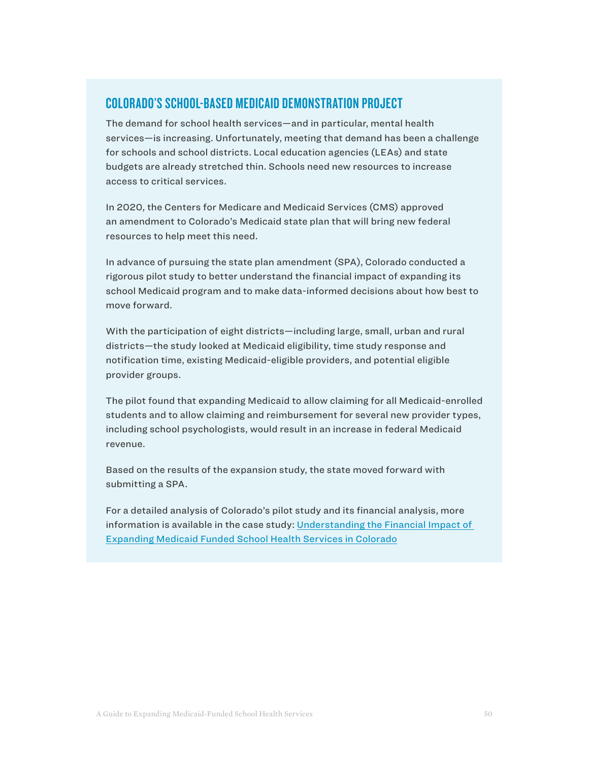## COLORADO'S SCHOOL-BASED MEDICAID DEMONSTRATION PROJECT

The demand for school health services—and in particular, mental health services—is increasing. Unfortunately, meeting that demand has been a challenge for schools and school districts. Local education agencies (LEAs) and state budgets are already stretched thin. Schools need new resources to increase access to critical services.

In 2020, the Centers for Medicare and Medicaid Services (CMS) approved an amendment to Colorado's Medicaid state plan that will bring new federal resources to help meet this need.

In advance of pursuing the state plan amendment (SPA), Colorado conducted a rigorous pilot study to better understand the financial impact of expanding its school Medicaid program and to make data-informed decisions about how best to move forward.

With the participation of eight districts—including large, small, urban and rural districts—the study looked at Medicaid eligibility, time study response and notification time, existing Medicaid-eligible providers, and potential eligible provider groups.

The pilot found that expanding Medicaid to allow claiming for all Medicaid-enrolled students and to allow claiming and reimbursement for several new provider types, including school psychologists, would result in an increase in federal Medicaid revenue.

Based on the results of the expansion study, the state moved forward with submitting a SPA.

For a detailed analysis of Colorado's pilot study and its financial analysis, more information is available in the case study: [Understanding the Financial Impact of Expanding Medicaid Funded School Health Services in Colorado]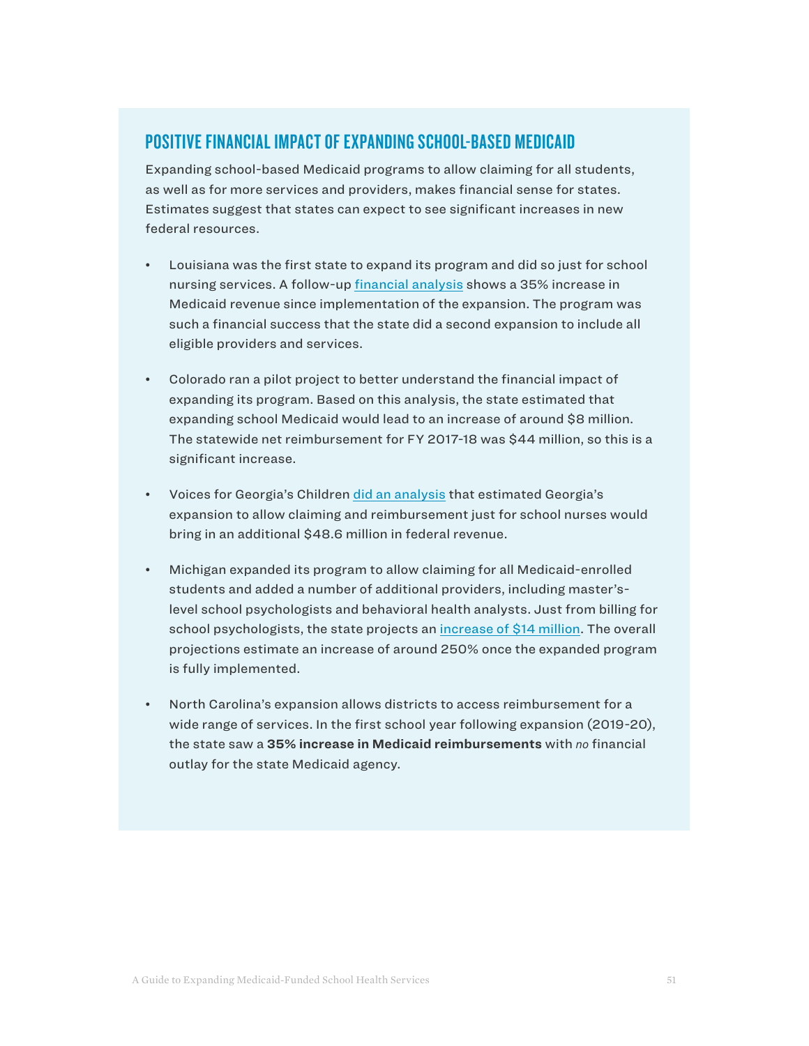## POSITIVE FINANCIAL IMPACT OF EXPANDING SCHOOL-BASED MEDICAID

Expanding school-based Medicaid programs to allow claiming for all students, as well as for more services and providers, makes financial sense for states. Estimates suggest that states can expect to see significant increases in new federal resources.

- Louisiana was the first state to expand its program and did so just for school nursing services. A follow-up financial analysis shows a 35% increase in Medicaid revenue since implementation of the expansion. The program was such a financial success that the state did a second expansion to include all eligible providers and services.

- Colorado ran a pilot project to better understand the financial impact of expanding its program. Based on this analysis, the state estimated that expanding school Medicaid would lead to an increase of around $8 million. The statewide net reimbursement for FY 2017-18 was $44 million, so this is a significant increase.

- Voices for Georgia's Children did an analysis that estimated Georgia's expansion to allow claiming and reimbursement just for school nurses would bring in an additional $48.6 million in federal revenue.

- Michigan expanded its program to allow claiming for all Medicaid-enrolled students and added a number of additional providers, including master's-level school psychologists and behavioral health analysts. Just from billing for school psychologists, the state projects an increase of $14 million. The overall projections estimate an increase of around 250% once the expanded program is fully implemented.

- North Carolina's expansion allows districts to access reimbursement for a wide range of services. In the first school year following expansion (2019-20), the state saw a **35% increase in Medicaid reimbursements** with *no* financial outlay for the state Medicaid agency.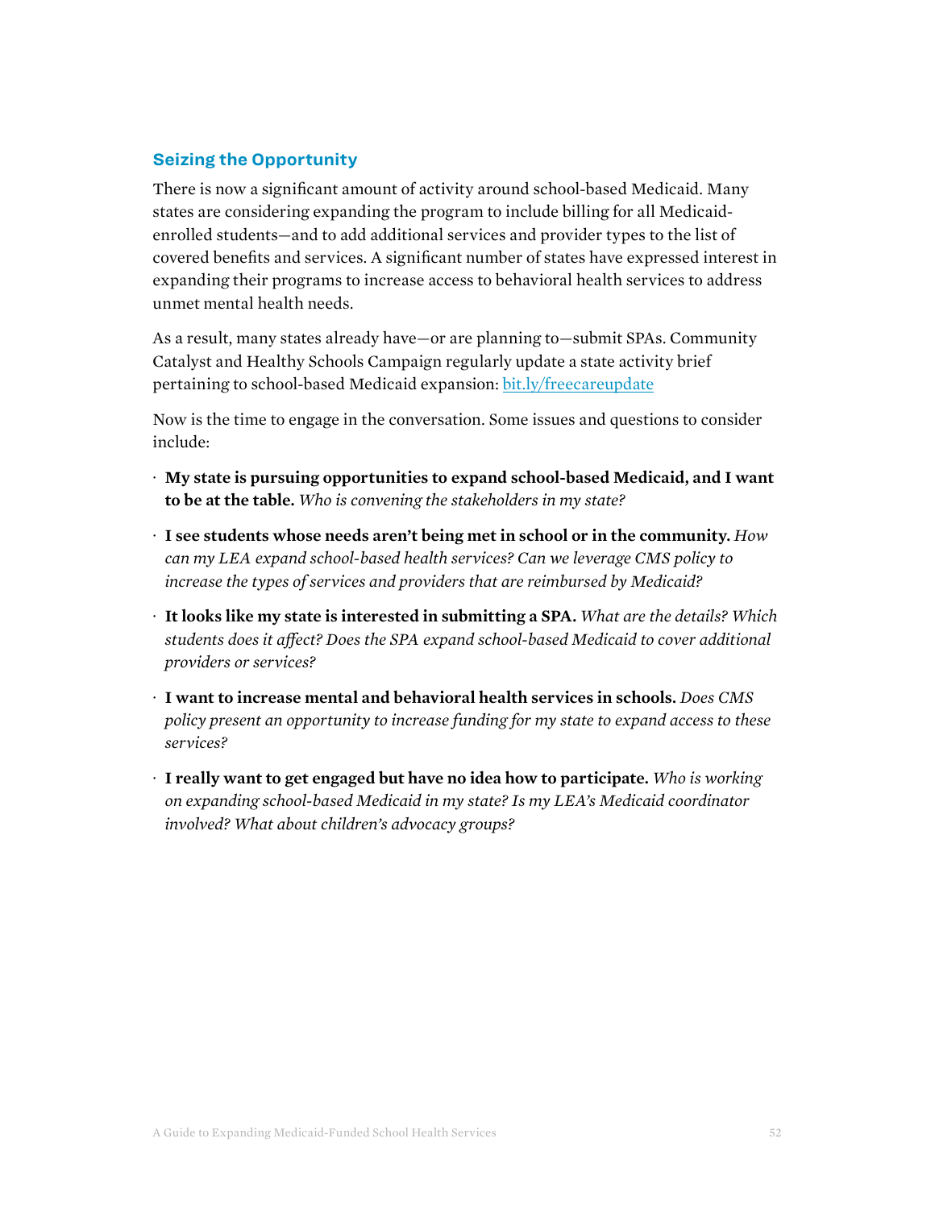## Seizing the Opportunity

There is now a significant amount of activity around school-based Medicaid. Many states are considering expanding the program to include billing for all Medicaid-enrolled students—and to add additional services and provider types to the list of covered benefits and services. A significant number of states have expressed interest in expanding their programs to increase access to behavioral health services to address unmet mental health needs.

As a result, many states already have—or are planning to—submit SPAs. Community Catalyst and Healthy Schools Campaign regularly update a state activity brief pertaining to school-based Medicaid expansion: [bit.ly/freecareupdate](bit.ly/freecareupdate)

Now is the time to engage in the conversation. Some issues and questions to consider include:

- **My state is pursuing opportunities to expand school-based Medicaid, and I want to be at the table.** *Who is convening the stakeholders in my state?*
- **I see students whose needs aren't being met in school or in the community.** *How can my LEA expand school-based health services? Can we leverage CMS policy to increase the types of services and providers that are reimbursed by Medicaid?*
- **It looks like my state is interested in submitting a SPA.** *What are the details? Which students does it affect? Does the SPA expand school-based Medicaid to cover additional providers or services?*
- **I want to increase mental and behavioral health services in schools.** *Does CMS policy present an opportunity to increase funding for my state to expand access to these services?*
- **I really want to get engaged but have no idea how to participate.** *Who is working on expanding school-based Medicaid in my state? Is my LEA's Medicaid coordinator involved? What about children's advocacy groups?*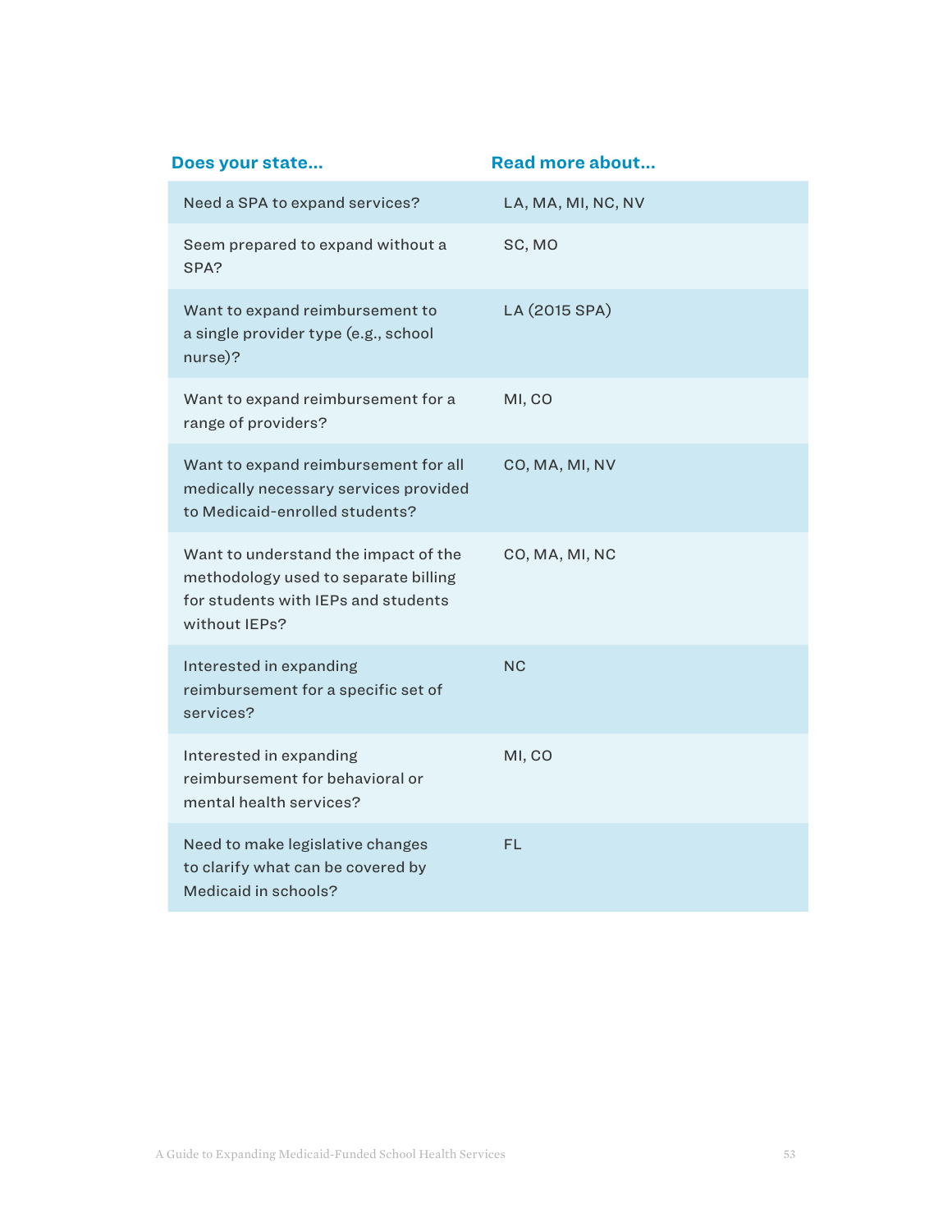| Does your state... | Read more about... |
| --- | --- |
| Need a SPA to expand services? | LA, MA, MI, NC, NV |
| Seem prepared to expand without a SPA? | SC, MO |
| Want to expand reimbursement to a single provider type (e.g., school nurse)? | LA (2015 SPA) |
| Want to expand reimbursement for a range of providers? | MI, CO |
| Want to expand reimbursement for all medically necessary services provided to Medicaid-enrolled students? | CO, MA, MI, NV |
| Want to understand the impact of the methodology used to separate billing for students with IEPs and students without IEPs? | CO, MA, MI, NC |
| Interested in expanding reimbursement for a specific set of services? | NC |
| Interested in expanding reimbursement for behavioral or mental health services? | MI, CO |
| Need to make legislative changes to clarify what can be covered by Medicaid in schools? | FL |